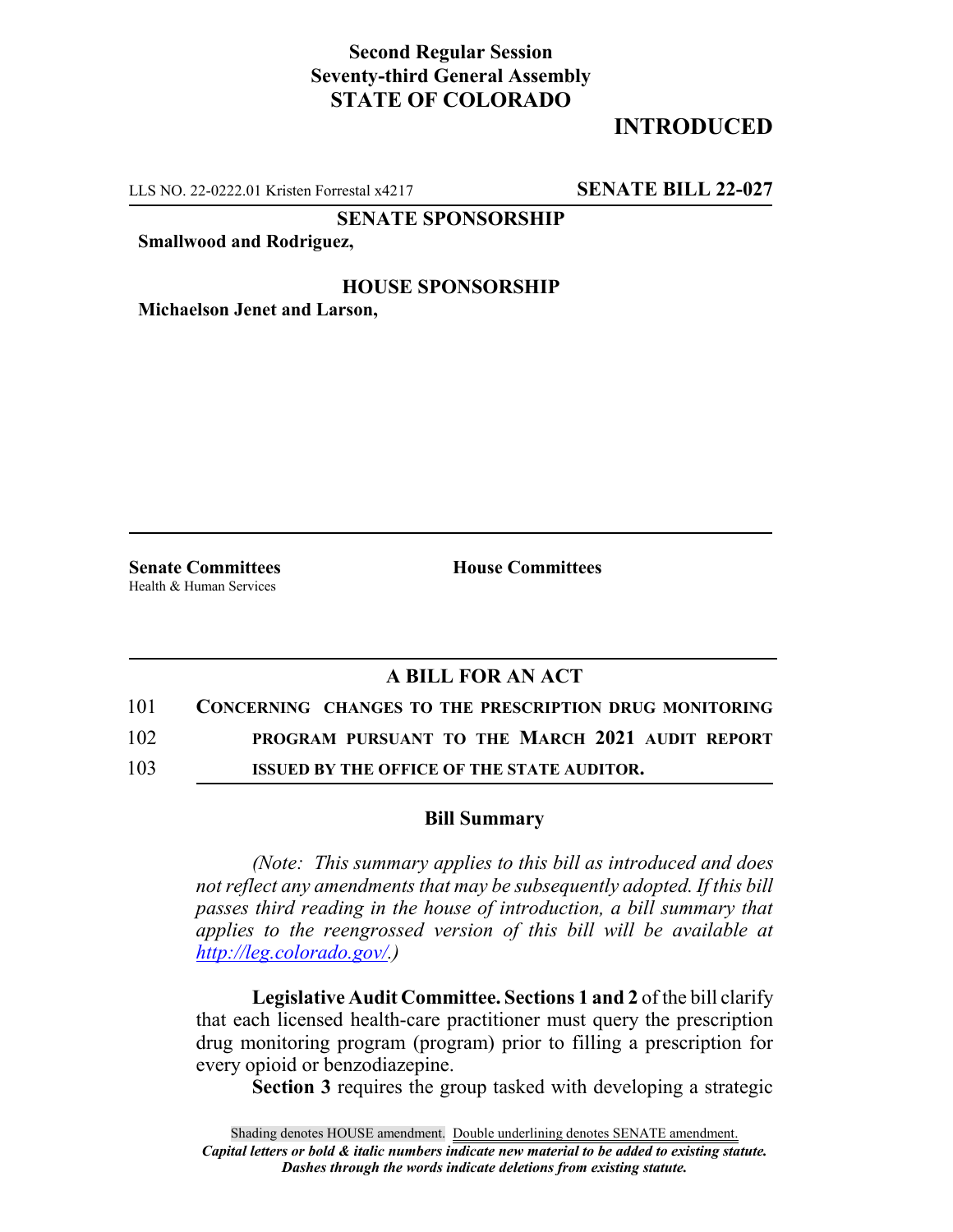**Second Regular Session**
**Seventy-third General Assembly**
**STATE OF COLORADO**

# INTRODUCED

LLS NO. 22-0222.01 Kristen Forrestal x4217 **SENATE BILL 22-027**

**SENATE SPONSORSHIP**

**Smallwood and Rodriguez,**

**HOUSE SPONSORSHIP**

**Michaelson Jenet and Larson,**

**Senate Committees**
Health & Human Services

**House Committees**

## A BILL FOR AN ACT

101 **CONCERNING CHANGES TO THE PRESCRIPTION DRUG MONITORING**
102 **PROGRAM PURSUANT TO THE MARCH 2021 AUDIT REPORT**
103 **ISSUED BY THE OFFICE OF THE STATE AUDITOR.**

### Bill Summary

*(Note: This summary applies to this bill as introduced and does not reflect any amendments that may be subsequently adopted. If this bill passes third reading in the house of introduction, a bill summary that applies to the reengrossed version of this bill will be available at http://leg.colorado.gov/.)*

**Legislative Audit Committee. Sections 1 and 2** of the bill clarify that each licensed health-care practitioner must query the prescription drug monitoring program (program) prior to filling a prescription for every opioid or benzodiazepine.

**Section 3** requires the group tasked with developing a strategic

Shading denotes HOUSE amendment. Double underlining denotes SENATE amendment.
***Capital letters or bold & italic numbers indicate new material to be added to existing statute.***
***Dashes through the words indicate deletions from existing statute.***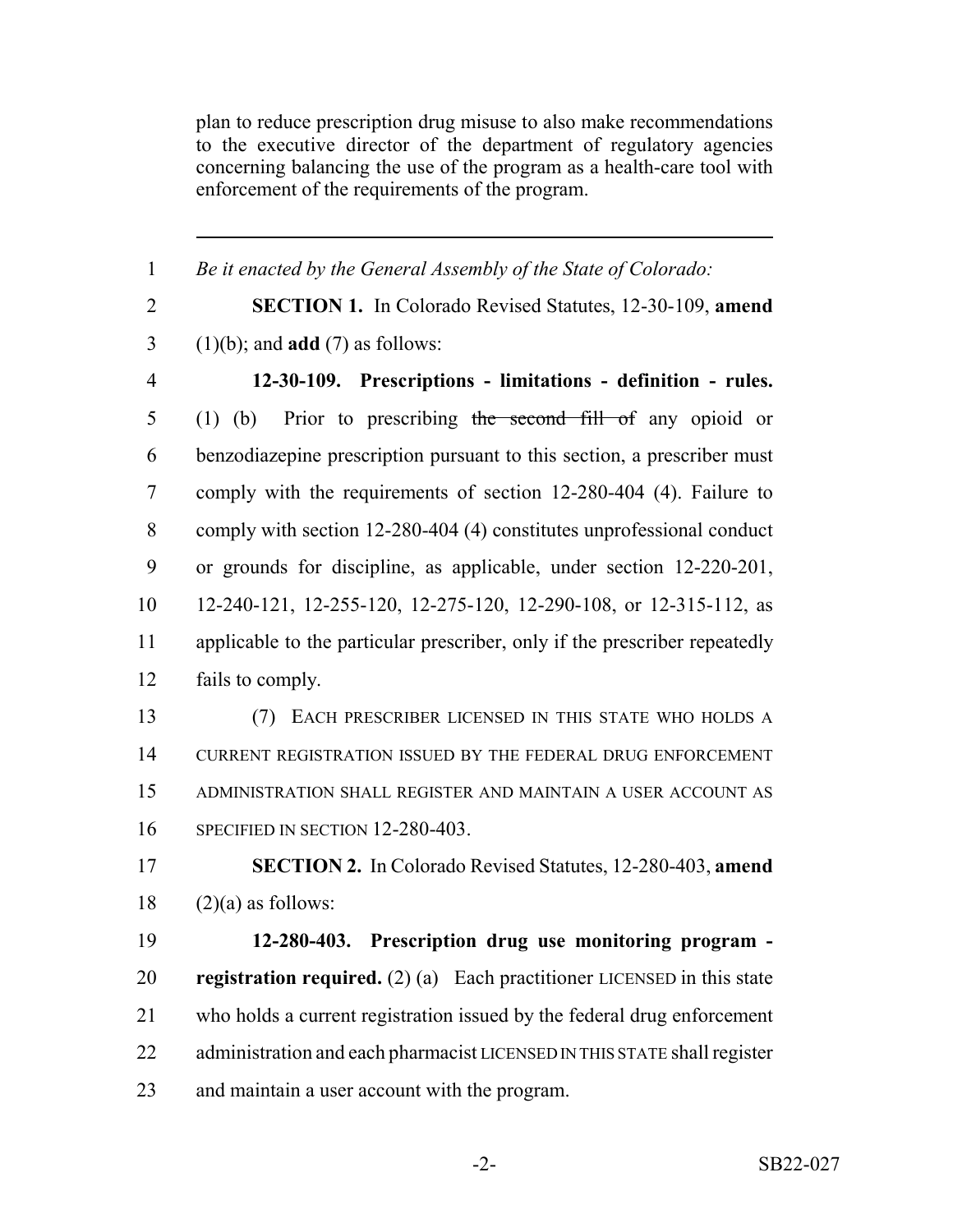plan to reduce prescription drug misuse to also make recommendations to the executive director of the department of regulatory agencies concerning balancing the use of the program as a health-care tool with enforcement of the requirements of the program.

---

1 *Be it enacted by the General Assembly of the State of Colorado:*

2 **SECTION 1.** In Colorado Revised Statutes, 12-30-109, **amend**
3 (1)(b); and **add** (7) as follows:

4 **12-30-109. Prescriptions - limitations - definition - rules.**
5 (1) (b) Prior to prescribing ~~the second fill of~~ any opioid or
6 benzodiazepine prescription pursuant to this section, a prescriber must
7 comply with the requirements of section 12-280-404 (4). Failure to
8 comply with section 12-280-404 (4) constitutes unprofessional conduct
9 or grounds for discipline, as applicable, under section 12-220-201,
10 12-240-121, 12-255-120, 12-275-120, 12-290-108, or 12-315-112, as
11 applicable to the particular prescriber, only if the prescriber repeatedly
12 fails to comply.

13 (7) EACH PRESCRIBER LICENSED IN THIS STATE WHO HOLDS A
14 CURRENT REGISTRATION ISSUED BY THE FEDERAL DRUG ENFORCEMENT
15 ADMINISTRATION SHALL REGISTER AND MAINTAIN A USER ACCOUNT AS
16 SPECIFIED IN SECTION 12-280-403.

17 **SECTION 2.** In Colorado Revised Statutes, 12-280-403, **amend**
18 (2)(a) as follows:

19 **12-280-403. Prescription drug use monitoring program -**
20 **registration required.** (2) (a) Each practitioner LICENSED in this state
21 who holds a current registration issued by the federal drug enforcement
22 administration and each pharmacist LICENSED IN THIS STATE shall register
23 and maintain a user account with the program.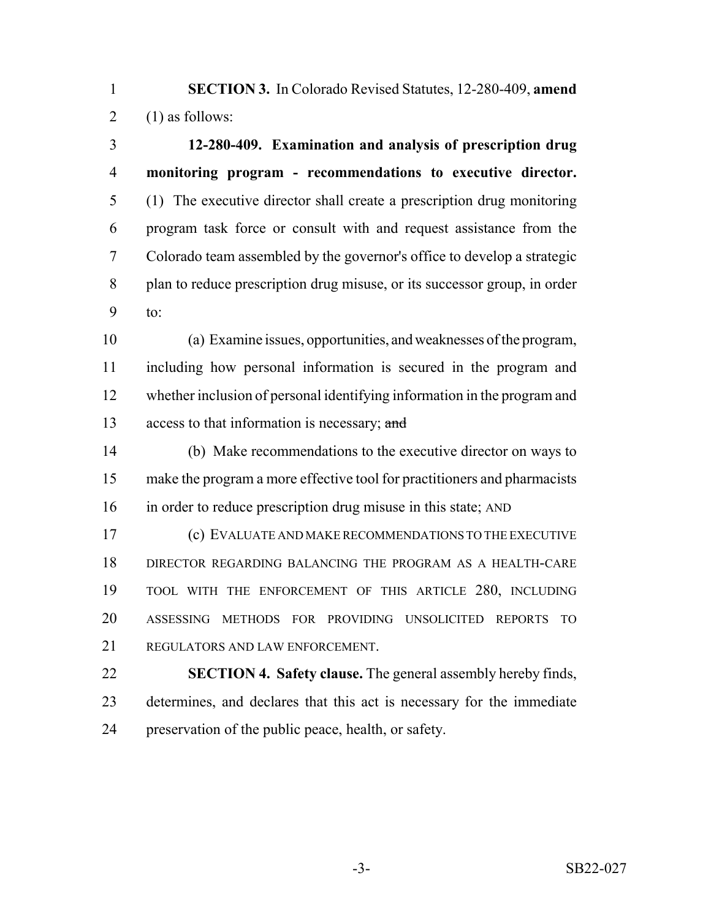**SECTION 3.** In Colorado Revised Statutes, 12-280-409, **amend** (1) as follows:

**12-280-409. Examination and analysis of prescription drug monitoring program - recommendations to executive director.** (1) The executive director shall create a prescription drug monitoring program task force or consult with and request assistance from the Colorado team assembled by the governor's office to develop a strategic plan to reduce prescription drug misuse, or its successor group, in order to:

(a) Examine issues, opportunities, and weaknesses of the program, including how personal information is secured in the program and whether inclusion of personal identifying information in the program and access to that information is necessary; ~~and~~

(b) Make recommendations to the executive director on ways to make the program a more effective tool for practitioners and pharmacists in order to reduce prescription drug misuse in this state; AND

(c) EVALUATE AND MAKE RECOMMENDATIONS TO THE EXECUTIVE DIRECTOR REGARDING BALANCING THE PROGRAM AS A HEALTH-CARE TOOL WITH THE ENFORCEMENT OF THIS ARTICLE 280, INCLUDING ASSESSING METHODS FOR PROVIDING UNSOLICITED REPORTS TO REGULATORS AND LAW ENFORCEMENT.

**SECTION 4. Safety clause.** The general assembly hereby finds, determines, and declares that this act is necessary for the immediate preservation of the public peace, health, or safety.